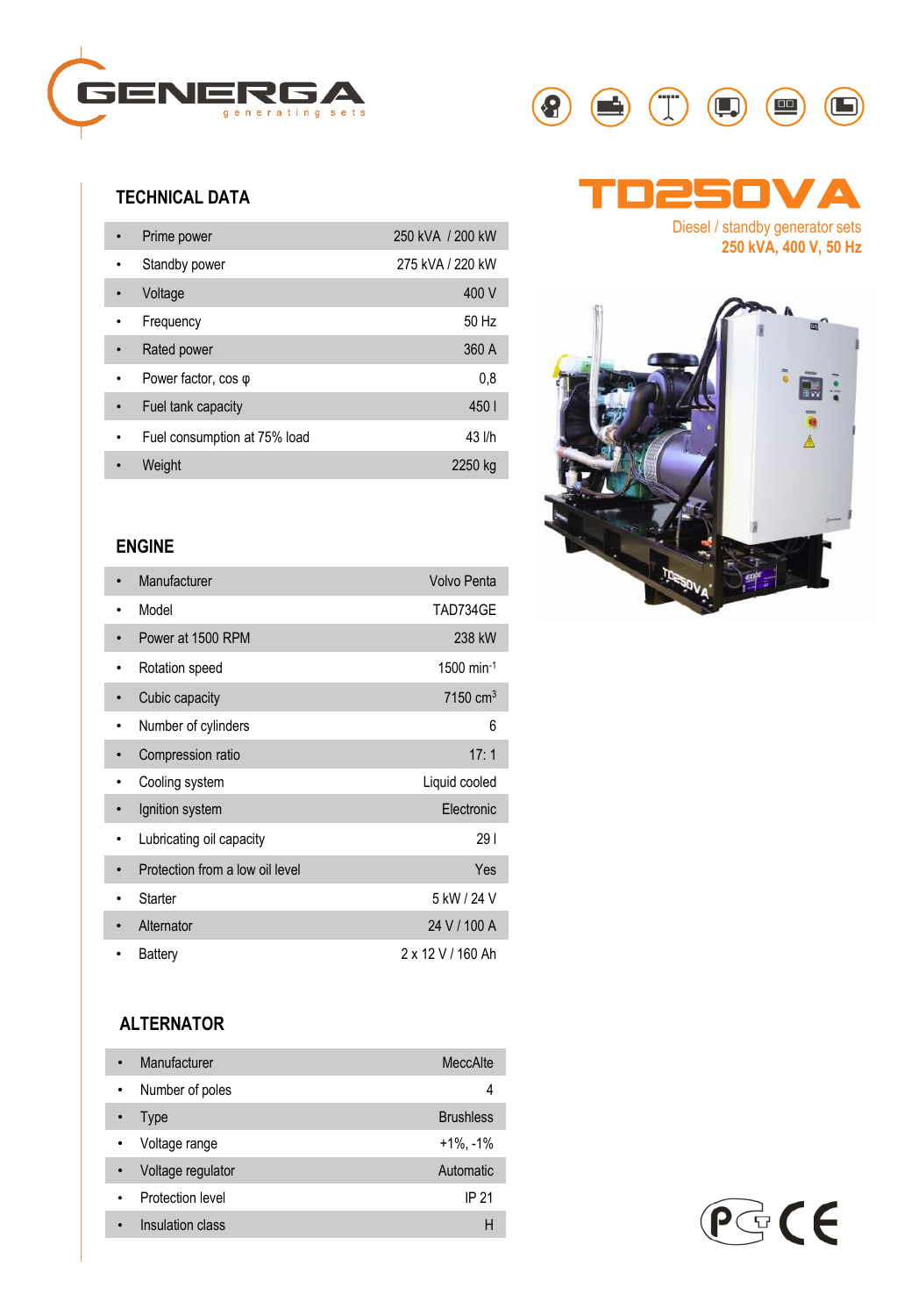GENERGA generating sets

# TD250VA

Diesel / standby generator sets
**250 kVA, 400 V, 50 Hz**

## TECHNICAL DATA

| Parameter | Value |
|---|---|
| Prime power | 250 kVA / 200 kW |
| Standby power | 275 kVA / 220 kW |
| Voltage | 400 V |
| Frequency | 50 Hz |
| Rated power | 360 A |
| Power factor, cos φ | 0,8 |
| Fuel tank capacity | 450 l |
| Fuel consumption at 75% load | 43 l/h |
| Weight | 2250 kg |

## ENGINE

| Parameter | Value |
|---|---|
| Manufacturer | Volvo Penta |
| Model | TAD734GE |
| Power at 1500 RPM | 238 kW |
| Rotation speed | 1500 $min^{-1}$ |
| Cubic capacity | 7150 $cm^3$ |
| Number of cylinders | 6 |
| Compression ratio | 17: 1 |
| Cooling system | Liquid cooled |
| Ignition system | Electronic |
| Lubricating oil capacity | 29 l |
| Protection from a low oil level | Yes |
| Starter | 5 kW / 24 V |
| Alternator | 24 V / 100 A |
| Battery | 2 x 12 V / 160 Ah |

## ALTERNATOR

| Parameter | Value |
|---|---|
| Manufacturer | MeccAlte |
| Number of poles | 4 |
| Type | Brushless |
| Voltage range | +1%, -1% |
| Voltage regulator | Automatic |
| Protection level | IP 21 |
| Insulation class | H |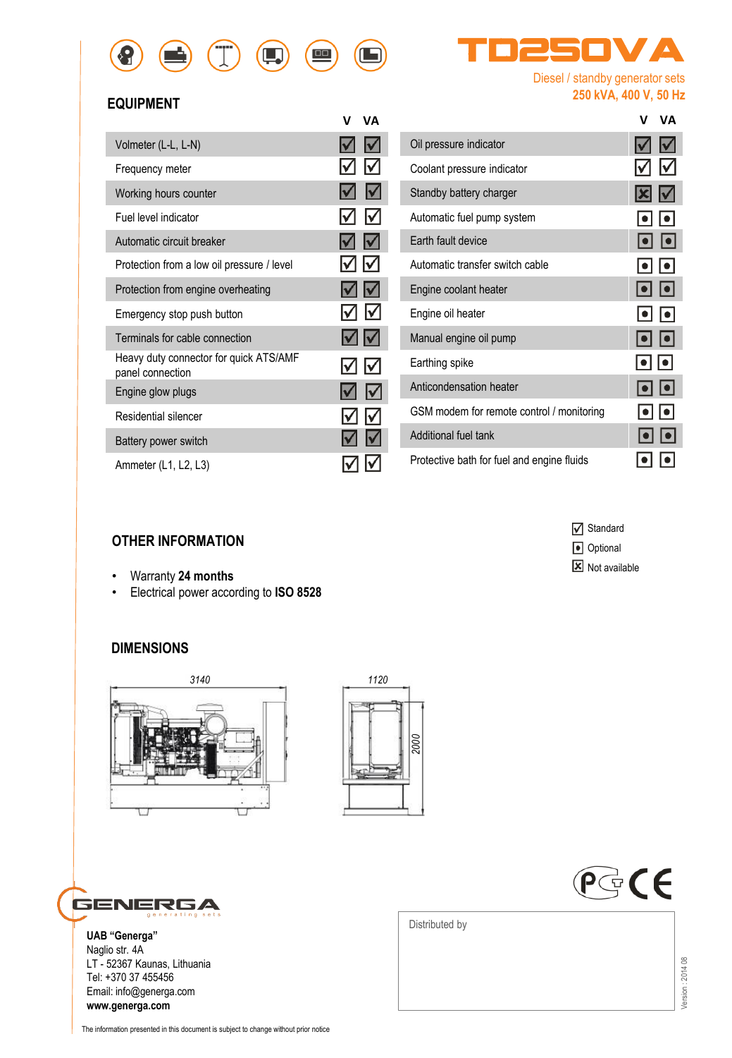# TD250VA

Diesel / standby generator sets
**250 kVA, 400 V, 50 Hz**

## EQUIPMENT

| | V | VA |
|---|---|---|
| Volmeter (L-L, L-N) | ☑ | ☑ |
| Frequency meter | ☑ | ☑ |
| Working hours counter | ☑ | ☑ |
| Fuel level indicator | ☑ | ☑ |
| Automatic circuit breaker | ☑ | ☑ |
| Protection from a low oil pressure / level | ☑ | ☑ |
| Protection from engine overheating | ☑ | ☑ |
| Emergency stop push button | ☑ | ☑ |
| Terminals for cable connection | ☑ | ☑ |
| Heavy duty connector for quick ATS/AMF panel connection | ☑ | ☑ |
| Engine glow plugs | ☑ | ☑ |
| Residential silencer | ☑ | ☑ |
| Battery power switch | ☑ | ☑ |
| Ammeter (L1, L2, L3) | ☑ | ☑ |

| | V | VA |
|---|---|---|
| Oil pressure indicator | ☑ | ☑ |
| Coolant pressure indicator | ☑ | ☑ |
| Standby battery charger | ☒ | ☑ |
| Automatic fuel pump system | ⊡ | ⊡ |
| Earth fault device | ⊡ | ⊡ |
| Automatic transfer switch cable | ⊡ | ⊡ |
| Engine coolant heater | ⊡ | ⊡ |
| Engine oil heater | ⊡ | ⊡ |
| Manual engine oil pump | ⊡ | ⊡ |
| Earthing spike | ⊡ | ⊡ |
| Anticondensation heater | ⊡ | ⊡ |
| GSM modem for remote control / monitoring | ⊡ | ⊡ |
| Additional fuel tank | ⊡ | ⊡ |
| Protective bath for fuel and engine fluids | ⊡ | ⊡ |

☑ Standard
⊡ Optional
☒ Not available

## OTHER INFORMATION

- Warranty **24 months**
- Electrical power according to **ISO 8528**

## DIMENSIONS

3140

1120

2000

**UAB "Generga"**
Naglio str. 4A
LT - 52367 Kaunas, Lithuania
Tel: +370 37 455456
Email: info@generga.com
**www.generga.com**

Distributed by

Version : 2014 08

The information presented in this document is subject to change without prior notice